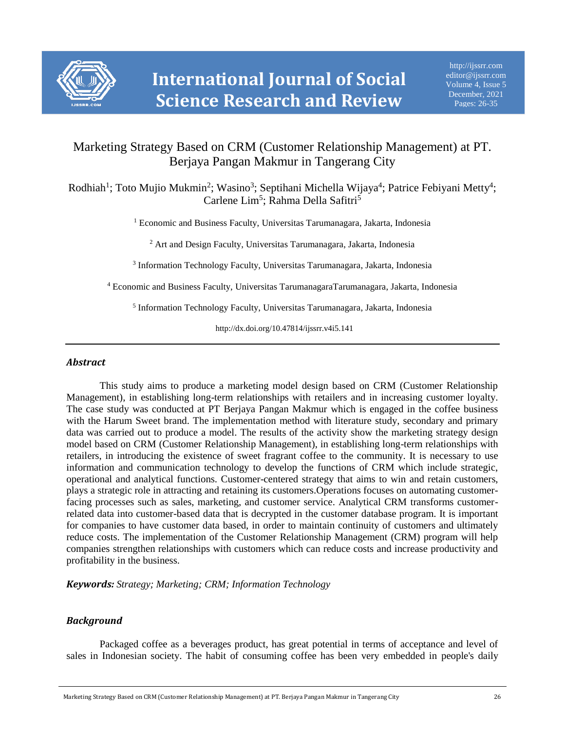# Marketing Strategy Based on CRM (Customer Relationship Management) at PT. Berjaya Pangan Makmur in Tangerang City

Rodhiah[1]; Toto Mujio Mukmin[2]; Wasino[3]; Septihani Michella Wijaya[4]; Patrice Febiyani Metty[4]; Carlene Lim[5]; Rahma Della Safitri[5]

[1] Economic and Business Faculty, Universitas Tarumanagara, Jakarta, Indonesia

[2] Art and Design Faculty, Universitas Tarumanagara, Jakarta, Indonesia

[3] Information Technology Faculty, Universitas Tarumanagara, Jakarta, Indonesia

[4] Economic and Business Faculty, Universitas TarumanagaraTarumanagara, Jakarta, Indonesia

[5] Information Technology Faculty, Universitas Tarumanagara, Jakarta, Indonesia

http://dx.doi.org/10.47814/ijssrr.v4i5.141

---

## *Abstract*

This study aims to produce a marketing model design based on CRM (Customer Relationship Management), in establishing long-term relationships with retailers and in increasing customer loyalty. The case study was conducted at PT Berjaya Pangan Makmur which is engaged in the coffee business with the Harum Sweet brand. The implementation method with literature study, secondary and primary data was carried out to produce a model. The results of the activity show the marketing strategy design model based on CRM (Customer Relationship Management), in establishing long-term relationships with retailers, in introducing the existence of sweet fragrant coffee to the community. It is necessary to use information and communication technology to develop the functions of CRM which include strategic, operational and analytical functions. Customer-centered strategy that aims to win and retain customers, plays a strategic role in attracting and retaining its customers.Operations focuses on automating customer-facing processes such as sales, marketing, and customer service. Analytical CRM transforms customer-related data into customer-based data that is decrypted in the customer database program. It is important for companies to have customer data based, in order to maintain continuity of customers and ultimately reduce costs. The implementation of the Customer Relationship Management (CRM) program will help companies strengthen relationships with customers which can reduce costs and increase productivity and profitability in the business.

***Keywords:*** *Strategy; Marketing; CRM; Information Technology*

## *Background*

Packaged coffee as a beverages product, has great potential in terms of acceptance and level of sales in Indonesian society. The habit of consuming coffee has been very embedded in people's daily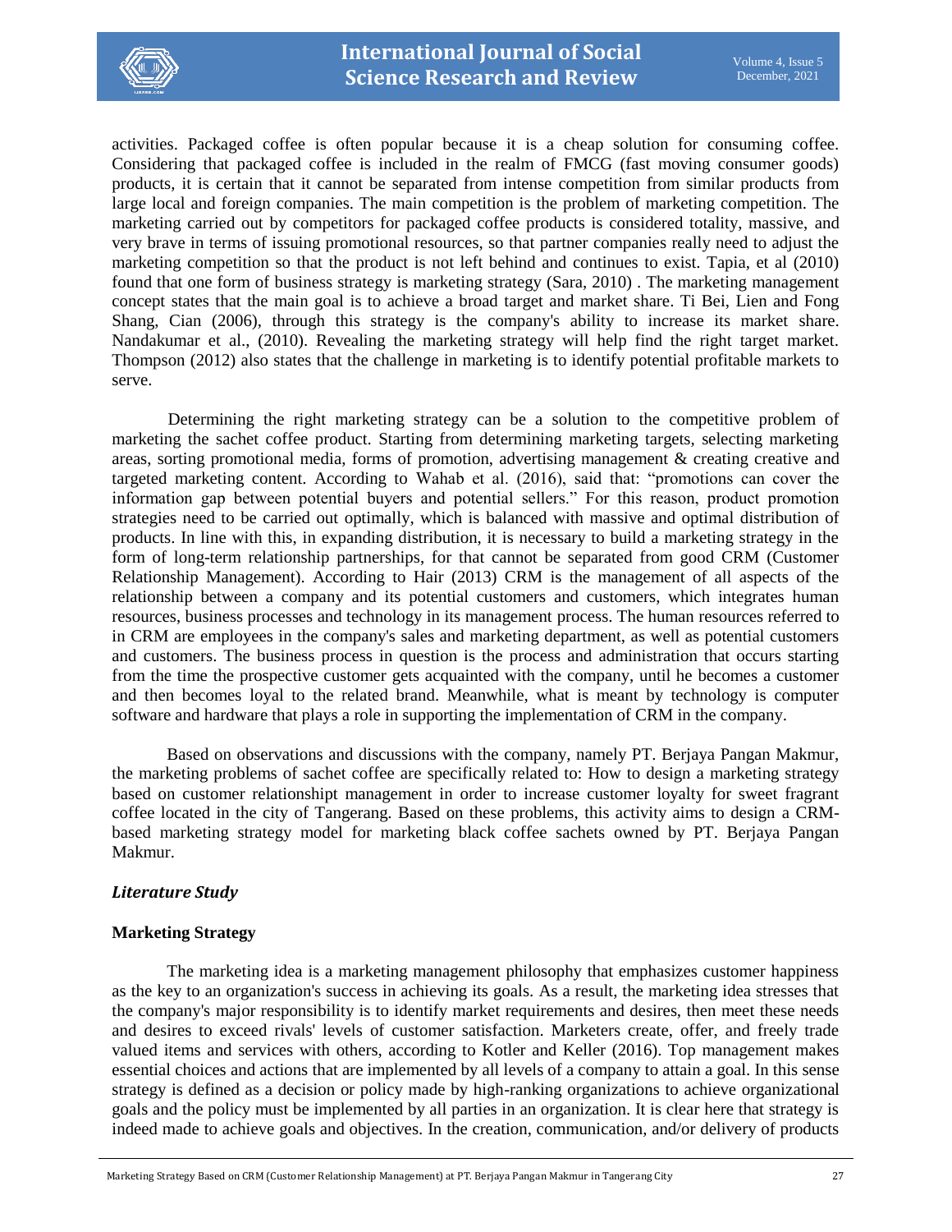activities. Packaged coffee is often popular because it is a cheap solution for consuming coffee. Considering that packaged coffee is included in the realm of FMCG (fast moving consumer goods) products, it is certain that it cannot be separated from intense competition from similar products from large local and foreign companies. The main competition is the problem of marketing competition. The marketing carried out by competitors for packaged coffee products is considered totality, massive, and very brave in terms of issuing promotional resources, so that partner companies really need to adjust the marketing competition so that the product is not left behind and continues to exist. Tapia, et al (2010) found that one form of business strategy is marketing strategy (Sara, 2010) . The marketing management concept states that the main goal is to achieve a broad target and market share. Ti Bei, Lien and Fong Shang, Cian (2006), through this strategy is the company's ability to increase its market share. Nandakumar et al., (2010). Revealing the marketing strategy will help find the right target market. Thompson (2012) also states that the challenge in marketing is to identify potential profitable markets to serve.

Determining the right marketing strategy can be a solution to the competitive problem of marketing the sachet coffee product. Starting from determining marketing targets, selecting marketing areas, sorting promotional media, forms of promotion, advertising management & creating creative and targeted marketing content. According to Wahab et al. (2016), said that: "promotions can cover the information gap between potential buyers and potential sellers." For this reason, product promotion strategies need to be carried out optimally, which is balanced with massive and optimal distribution of products. In line with this, in expanding distribution, it is necessary to build a marketing strategy in the form of long-term relationship partnerships, for that cannot be separated from good CRM (Customer Relationship Management). According to Hair (2013) CRM is the management of all aspects of the relationship between a company and its potential customers and customers, which integrates human resources, business processes and technology in its management process. The human resources referred to in CRM are employees in the company's sales and marketing department, as well as potential customers and customers. The business process in question is the process and administration that occurs starting from the time the prospective customer gets acquainted with the company, until he becomes a customer and then becomes loyal to the related brand. Meanwhile, what is meant by technology is computer software and hardware that plays a role in supporting the implementation of CRM in the company.

Based on observations and discussions with the company, namely PT. Berjaya Pangan Makmur, the marketing problems of sachet coffee are specifically related to: How to design a marketing strategy based on customer relationshipt management in order to increase customer loyalty for sweet fragrant coffee located in the city of Tangerang. Based on these problems, this activity aims to design a CRM-based marketing strategy model for marketing black coffee sachets owned by PT. Berjaya Pangan Makmur.

## *Literature Study*

### Marketing Strategy

The marketing idea is a marketing management philosophy that emphasizes customer happiness as the key to an organization's success in achieving its goals. As a result, the marketing idea stresses that the company's major responsibility is to identify market requirements and desires, then meet these needs and desires to exceed rivals' levels of customer satisfaction. Marketers create, offer, and freely trade valued items and services with others, according to Kotler and Keller (2016). Top management makes essential choices and actions that are implemented by all levels of a company to attain a goal. In this sense strategy is defined as a decision or policy made by high-ranking organizations to achieve organizational goals and the policy must be implemented by all parties in an organization. It is clear here that strategy is indeed made to achieve goals and objectives. In the creation, communication, and/or delivery of products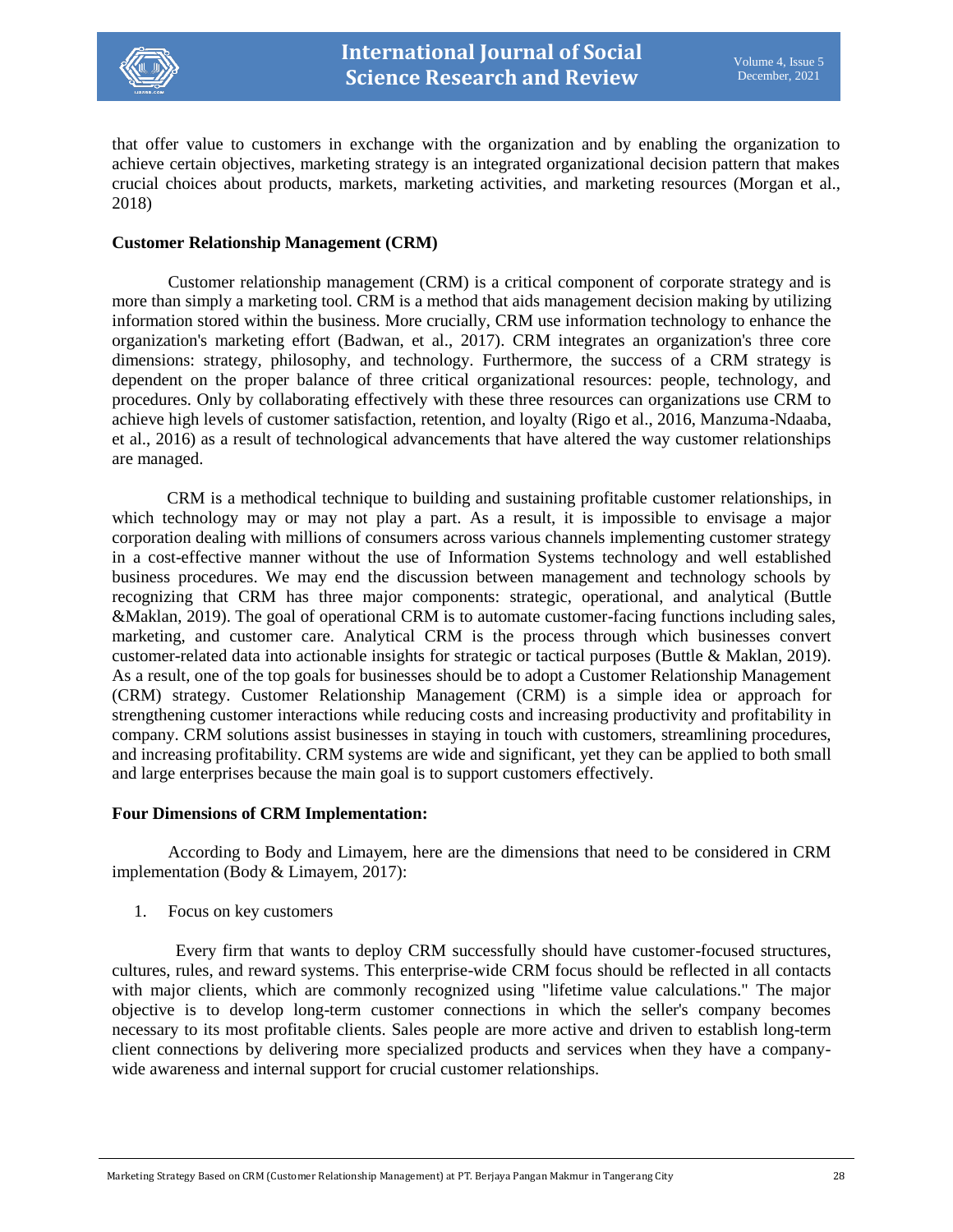that offer value to customers in exchange with the organization and by enabling the organization to achieve certain objectives, marketing strategy is an integrated organizational decision pattern that makes crucial choices about products, markets, marketing activities, and marketing resources (Morgan et al., 2018)

**Customer Relationship Management (CRM)**

Customer relationship management (CRM) is a critical component of corporate strategy and is more than simply a marketing tool. CRM is a method that aids management decision making by utilizing information stored within the business. More crucially, CRM use information technology to enhance the organization's marketing effort (Badwan, et al., 2017). CRM integrates an organization's three core dimensions: strategy, philosophy, and technology. Furthermore, the success of a CRM strategy is dependent on the proper balance of three critical organizational resources: people, technology, and procedures. Only by collaborating effectively with these three resources can organizations use CRM to achieve high levels of customer satisfaction, retention, and loyalty (Rigo et al., 2016, Manzuma-Ndaaba, et al., 2016) as a result of technological advancements that have altered the way customer relationships are managed.

CRM is a methodical technique to building and sustaining profitable customer relationships, in which technology may or may not play a part. As a result, it is impossible to envisage a major corporation dealing with millions of consumers across various channels implementing customer strategy in a cost-effective manner without the use of Information Systems technology and well established business procedures. We may end the discussion between management and technology schools by recognizing that CRM has three major components: strategic, operational, and analytical (Buttle &Maklan, 2019). The goal of operational CRM is to automate customer-facing functions including sales, marketing, and customer care. Analytical CRM is the process through which businesses convert customer-related data into actionable insights for strategic or tactical purposes (Buttle & Maklan, 2019). As a result, one of the top goals for businesses should be to adopt a Customer Relationship Management (CRM) strategy. Customer Relationship Management (CRM) is a simple idea or approach for strengthening customer interactions while reducing costs and increasing productivity and profitability in company. CRM solutions assist businesses in staying in touch with customers, streamlining procedures, and increasing profitability. CRM systems are wide and significant, yet they can be applied to both small and large enterprises because the main goal is to support customers effectively.

**Four Dimensions of CRM Implementation:**

According to Body and Limayem, here are the dimensions that need to be considered in CRM implementation (Body & Limayem, 2017):

1. Focus on key customers

Every firm that wants to deploy CRM successfully should have customer-focused structures, cultures, rules, and reward systems. This enterprise-wide CRM focus should be reflected in all contacts with major clients, which are commonly recognized using "lifetime value calculations." The major objective is to develop long-term customer connections in which the seller's company becomes necessary to its most profitable clients. Sales people are more active and driven to establish long-term client connections by delivering more specialized products and services when they have a company-wide awareness and internal support for crucial customer relationships.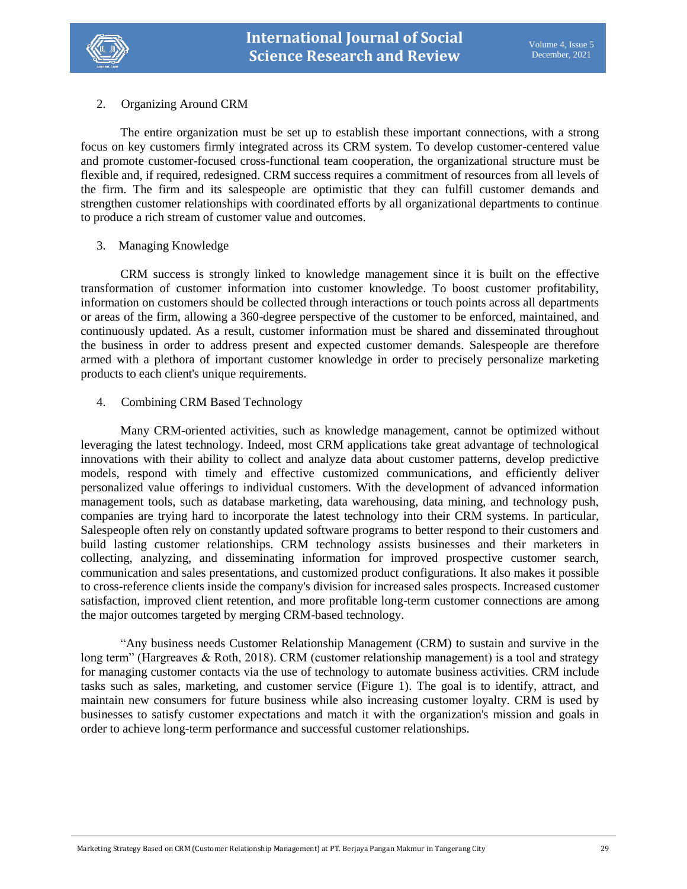2. Organizing Around CRM

The entire organization must be set up to establish these important connections, with a strong focus on key customers firmly integrated across its CRM system. To develop customer-centered value and promote customer-focused cross-functional team cooperation, the organizational structure must be flexible and, if required, redesigned. CRM success requires a commitment of resources from all levels of the firm. The firm and its salespeople are optimistic that they can fulfill customer demands and strengthen customer relationships with coordinated efforts by all organizational departments to continue to produce a rich stream of customer value and outcomes.

3. Managing Knowledge

CRM success is strongly linked to knowledge management since it is built on the effective transformation of customer information into customer knowledge. To boost customer profitability, information on customers should be collected through interactions or touch points across all departments or areas of the firm, allowing a 360-degree perspective of the customer to be enforced, maintained, and continuously updated. As a result, customer information must be shared and disseminated throughout the business in order to address present and expected customer demands. Salespeople are therefore armed with a plethora of important customer knowledge in order to precisely personalize marketing products to each client's unique requirements.

4. Combining CRM Based Technology

Many CRM-oriented activities, such as knowledge management, cannot be optimized without leveraging the latest technology. Indeed, most CRM applications take great advantage of technological innovations with their ability to collect and analyze data about customer patterns, develop predictive models, respond with timely and effective customized communications, and efficiently deliver personalized value offerings to individual customers. With the development of advanced information management tools, such as database marketing, data warehousing, data mining, and technology push, companies are trying hard to incorporate the latest technology into their CRM systems. In particular, Salespeople often rely on constantly updated software programs to better respond to their customers and build lasting customer relationships. CRM technology assists businesses and their marketers in collecting, analyzing, and disseminating information for improved prospective customer search, communication and sales presentations, and customized product configurations. It also makes it possible to cross-reference clients inside the company's division for increased sales prospects. Increased customer satisfaction, improved client retention, and more profitable long-term customer connections are among the major outcomes targeted by merging CRM-based technology.

"Any business needs Customer Relationship Management (CRM) to sustain and survive in the long term" (Hargreaves & Roth, 2018). CRM (customer relationship management) is a tool and strategy for managing customer contacts via the use of technology to automate business activities. CRM include tasks such as sales, marketing, and customer service (Figure 1). The goal is to identify, attract, and maintain new consumers for future business while also increasing customer loyalty. CRM is used by businesses to satisfy customer expectations and match it with the organization's mission and goals in order to achieve long-term performance and successful customer relationships.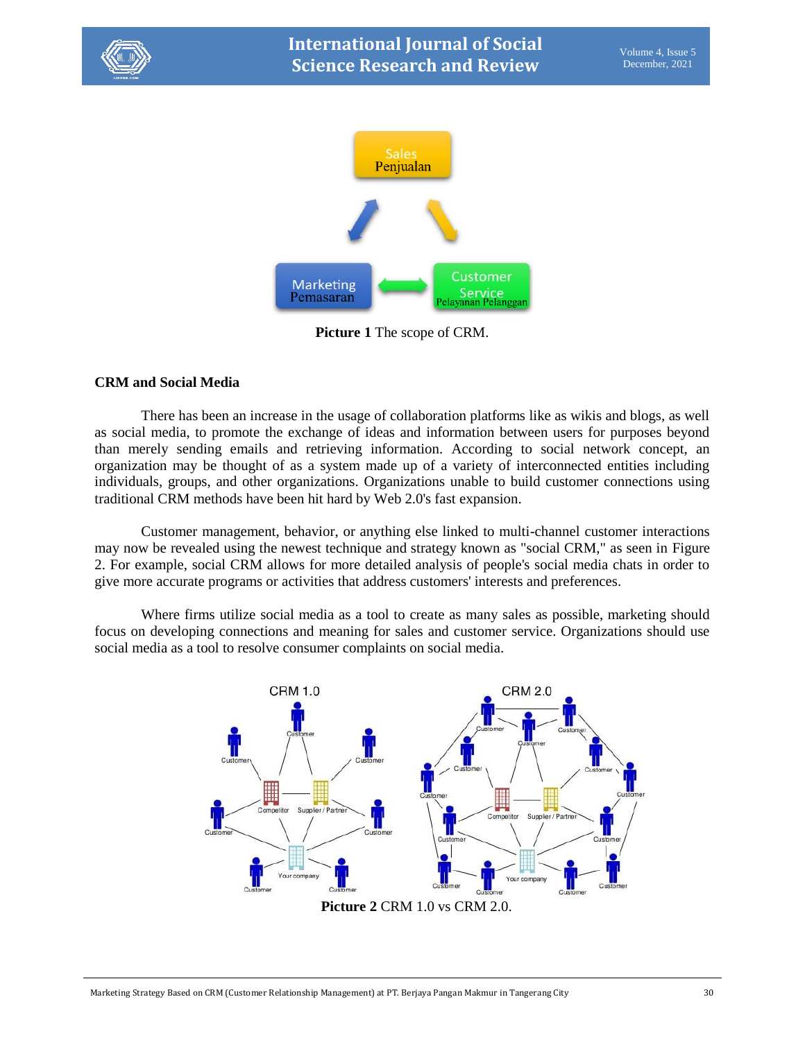**Picture 1** The scope of CRM.

## CRM and Social Media

There has been an increase in the usage of collaboration platforms like as wikis and blogs, as well as social media, to promote the exchange of ideas and information between users for purposes beyond than merely sending emails and retrieving information. According to social network concept, an organization may be thought of as a system made up of a variety of interconnected entities including individuals, groups, and other organizations. Organizations unable to build customer connections using traditional CRM methods have been hit hard by Web 2.0's fast expansion.

Customer management, behavior, or anything else linked to multi-channel customer interactions may now be revealed using the newest technique and strategy known as "social CRM," as seen in Figure 2. For example, social CRM allows for more detailed analysis of people's social media chats in order to give more accurate programs or activities that address customers' interests and preferences.

Where firms utilize social media as a tool to create as many sales as possible, marketing should focus on developing connections and meaning for sales and customer service. Organizations should use social media as a tool to resolve consumer complaints on social media.

**Picture 2** CRM 1.0 vs CRM 2.0.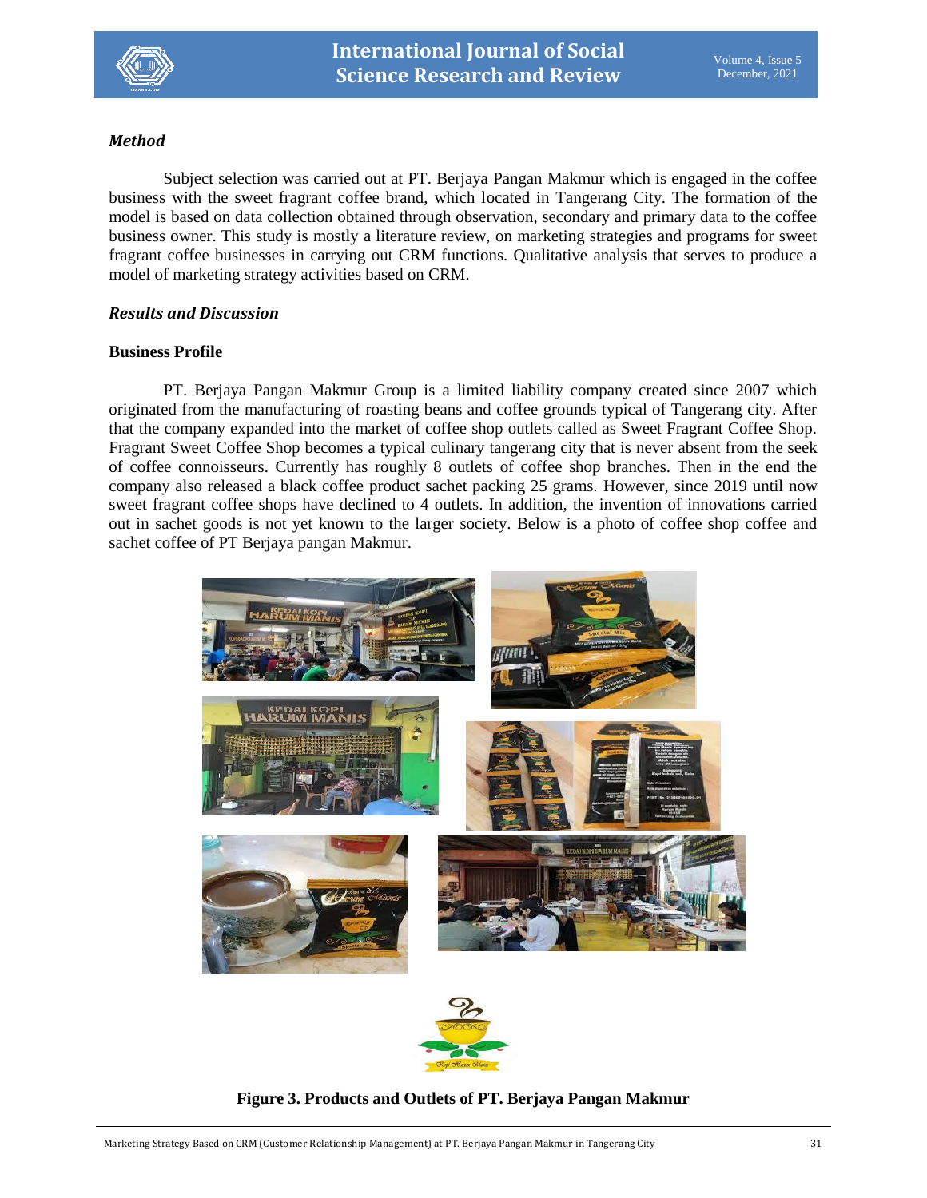### *Method*

Subject selection was carried out at PT. Berjaya Pangan Makmur which is engaged in the coffee business with the sweet fragrant coffee brand, which located in Tangerang City. The formation of the model is based on data collection obtained through observation, secondary and primary data to the coffee business owner. This study is mostly a literature review, on marketing strategies and programs for sweet fragrant coffee businesses in carrying out CRM functions. Qualitative analysis that serves to produce a model of marketing strategy activities based on CRM.

### *Results and Discussion*

#### Business Profile

PT. Berjaya Pangan Makmur Group is a limited liability company created since 2007 which originated from the manufacturing of roasting beans and coffee grounds typical of Tangerang city. After that the company expanded into the market of coffee shop outlets called as Sweet Fragrant Coffee Shop. Fragrant Sweet Coffee Shop becomes a typical culinary tangerang city that is never absent from the seek of coffee connoisseurs. Currently has roughly 8 outlets of coffee shop branches. Then in the end the company also released a black coffee product sachet packing 25 grams. However, since 2019 until now sweet fragrant coffee shops have declined to 4 outlets. In addition, the invention of innovations carried out in sachet goods is not yet known to the larger society. Below is a photo of coffee shop coffee and sachet coffee of PT Berjaya pangan Makmur.

**Figure 3. Products and Outlets of PT. Berjaya Pangan Makmur**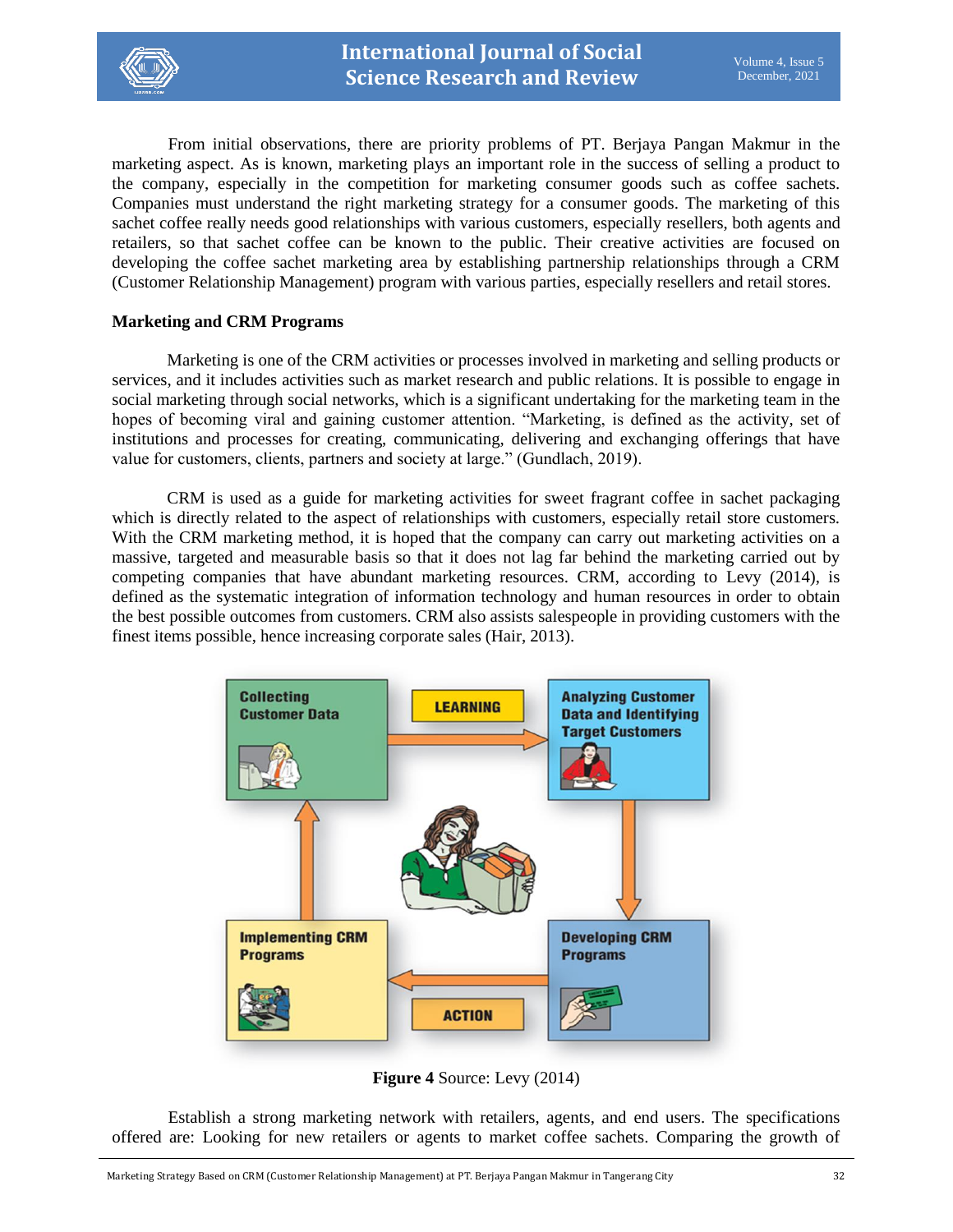From initial observations, there are priority problems of PT. Berjaya Pangan Makmur in the marketing aspect. As is known, marketing plays an important role in the success of selling a product to the company, especially in the competition for marketing consumer goods such as coffee sachets. Companies must understand the right marketing strategy for a consumer goods. The marketing of this sachet coffee really needs good relationships with various customers, especially resellers, both agents and retailers, so that sachet coffee can be known to the public. Their creative activities are focused on developing the coffee sachet marketing area by establishing partnership relationships through a CRM (Customer Relationship Management) program with various parties, especially resellers and retail stores.

**Marketing and CRM Programs**

Marketing is one of the CRM activities or processes involved in marketing and selling products or services, and it includes activities such as market research and public relations. It is possible to engage in social marketing through social networks, which is a significant undertaking for the marketing team in the hopes of becoming viral and gaining customer attention. "Marketing, is defined as the activity, set of institutions and processes for creating, communicating, delivering and exchanging offerings that have value for customers, clients, partners and society at large." (Gundlach, 2019).

CRM is used as a guide for marketing activities for sweet fragrant coffee in sachet packaging which is directly related to the aspect of relationships with customers, especially retail store customers. With the CRM marketing method, it is hoped that the company can carry out marketing activities on a massive, targeted and measurable basis so that it does not lag far behind the marketing carried out by competing companies that have abundant marketing resources. CRM, according to Levy (2014), is defined as the systematic integration of information technology and human resources in order to obtain the best possible outcomes from customers. CRM also assists salespeople in providing customers with the finest items possible, hence increasing corporate sales (Hair, 2013).

Collecting Customer Data → LEARNING → Analyzing Customer Data and Identifying Target Customers → Developing CRM Programs → ACTION → Implementing CRM Programs → Collecting Customer Data

**Figure 4** Source: Levy (2014)

Establish a strong marketing network with retailers, agents, and end users. The specifications offered are: Looking for new retailers or agents to market coffee sachets. Comparing the growth of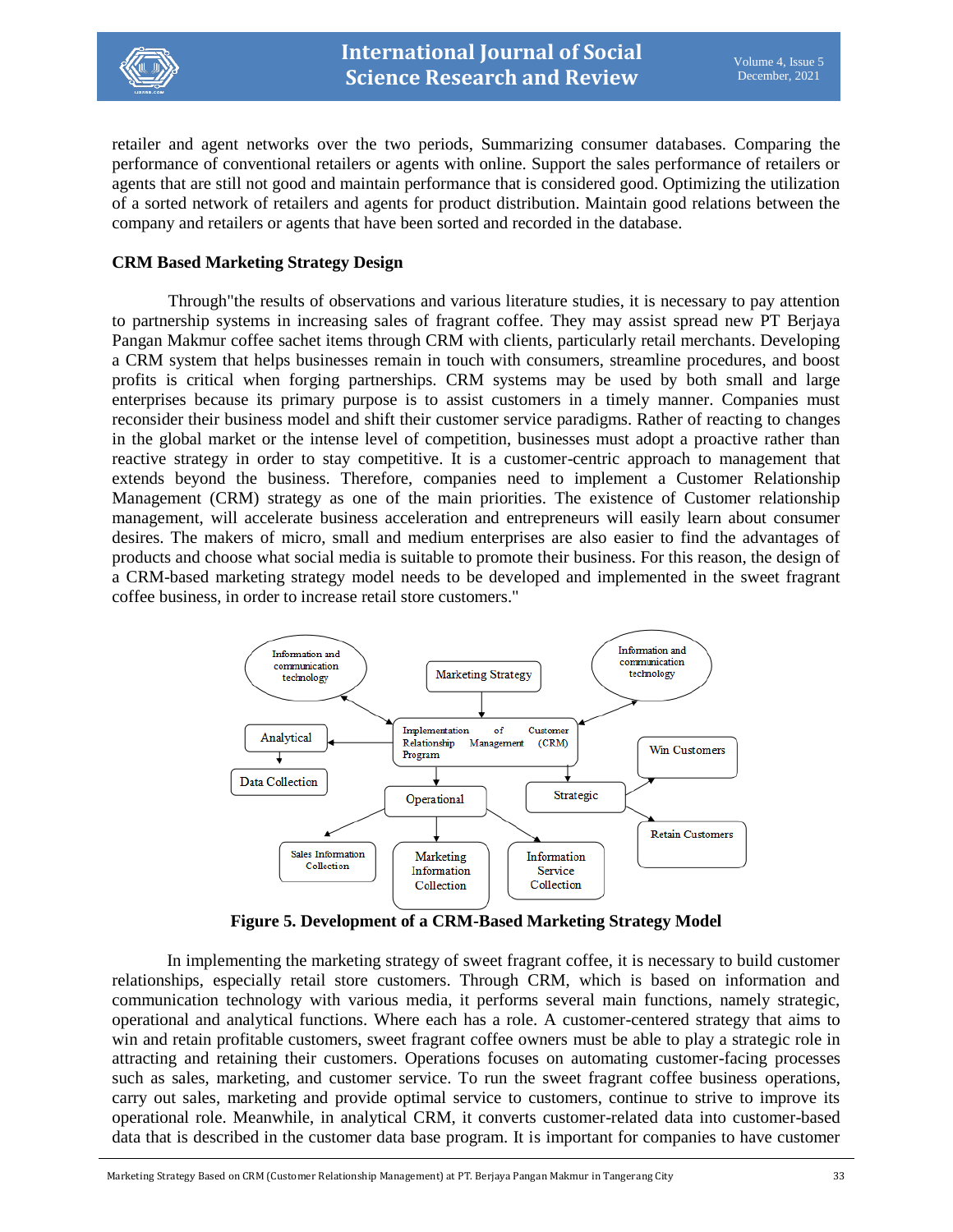retailer and agent networks over the two periods, Summarizing consumer databases. Comparing the performance of conventional retailers or agents with online. Support the sales performance of retailers or agents that are still not good and maintain performance that is considered good. Optimizing the utilization of a sorted network of retailers and agents for product distribution. Maintain good relations between the company and retailers or agents that have been sorted and recorded in the database.

**CRM Based Marketing Strategy Design**

Through"the results of observations and various literature studies, it is necessary to pay attention to partnership systems in increasing sales of fragrant coffee. They may assist spread new PT Berjaya Pangan Makmur coffee sachet items through CRM with clients, particularly retail merchants. Developing a CRM system that helps businesses remain in touch with consumers, streamline procedures, and boost profits is critical when forging partnerships. CRM systems may be used by both small and large enterprises because its primary purpose is to assist customers in a timely manner. Companies must reconsider their business model and shift their customer service paradigms. Rather of reacting to changes in the global market or the intense level of competition, businesses must adopt a proactive rather than reactive strategy in order to stay competitive. It is a customer-centric approach to management that extends beyond the business. Therefore, companies need to implement a Customer Relationship Management (CRM) strategy as one of the main priorities. The existence of Customer relationship management, will accelerate business acceleration and entrepreneurs will easily learn about consumer desires. The makers of micro, small and medium enterprises are also easier to find the advantages of products and choose what social media is suitable to promote their business. For this reason, the design of a CRM-based marketing strategy model needs to be developed and implemented in the sweet fragrant coffee business, in order to increase retail store customers."

Information and communication technology | Marketing Strategy | Information and communication technology

Implementation of Customer Relationship Management (CRM) Program

Analytical → Data Collection

Operational → Sales Information Collection; Marketing Information Collection; Information Service Collection

Strategic → Win Customers; Retain Customers

**Figure 5. Development of a CRM-Based Marketing Strategy Model**

In implementing the marketing strategy of sweet fragrant coffee, it is necessary to build customer relationships, especially retail store customers. Through CRM, which is based on information and communication technology with various media, it performs several main functions, namely strategic, operational and analytical functions. Where each has a role. A customer-centered strategy that aims to win and retain profitable customers, sweet fragrant coffee owners must be able to play a strategic role in attracting and retaining their customers. Operations focuses on automating customer-facing processes such as sales, marketing, and customer service. To run the sweet fragrant coffee business operations, carry out sales, marketing and provide optimal service to customers, continue to strive to improve its operational role. Meanwhile, in analytical CRM, it converts customer-related data into customer-based data that is described in the customer data base program. It is important for companies to have customer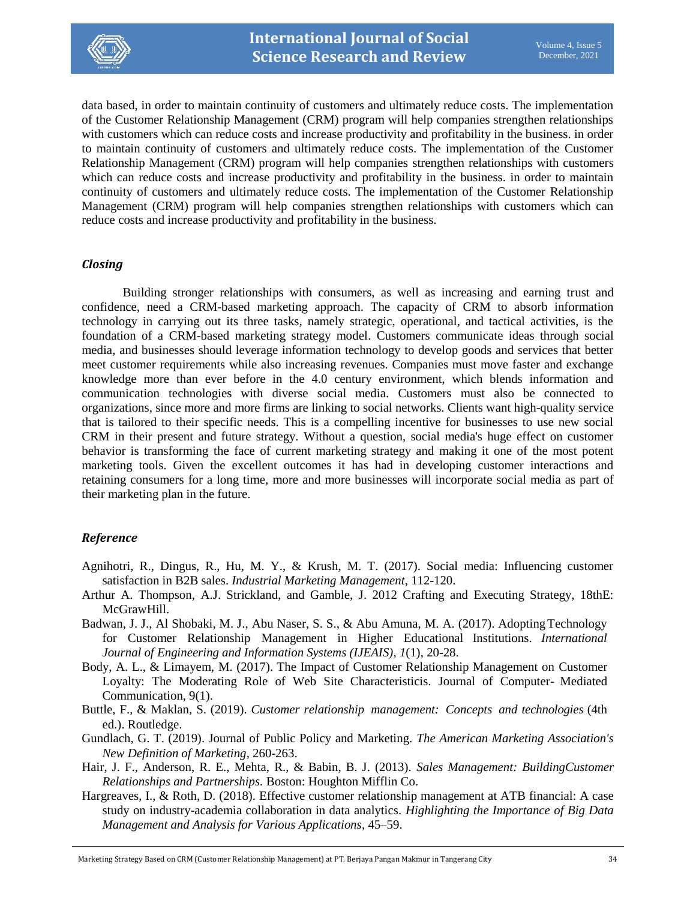data based, in order to maintain continuity of customers and ultimately reduce costs. The implementation of the Customer Relationship Management (CRM) program will help companies strengthen relationships with customers which can reduce costs and increase productivity and profitability in the business. in order to maintain continuity of customers and ultimately reduce costs. The implementation of the Customer Relationship Management (CRM) program will help companies strengthen relationships with customers which can reduce costs and increase productivity and profitability in the business. in order to maintain continuity of customers and ultimately reduce costs. The implementation of the Customer Relationship Management (CRM) program will help companies strengthen relationships with customers which can reduce costs and increase productivity and profitability in the business.

### *Closing*

Building stronger relationships with consumers, as well as increasing and earning trust and confidence, need a CRM-based marketing approach. The capacity of CRM to absorb information technology in carrying out its three tasks, namely strategic, operational, and tactical activities, is the foundation of a CRM-based marketing strategy model. Customers communicate ideas through social media, and businesses should leverage information technology to develop goods and services that better meet customer requirements while also increasing revenues. Companies must move faster and exchange knowledge more than ever before in the 4.0 century environment, which blends information and communication technologies with diverse social media. Customers must also be connected to organizations, since more and more firms are linking to social networks. Clients want high-quality service that is tailored to their specific needs. This is a compelling incentive for businesses to use new social CRM in their present and future strategy. Without a question, social media's huge effect on customer behavior is transforming the face of current marketing strategy and making it one of the most potent marketing tools. Given the excellent outcomes it has had in developing customer interactions and retaining consumers for a long time, more and more businesses will incorporate social media as part of their marketing plan in the future.

### *Reference*

Agnihotri, R., Dingus, R., Hu, M. Y., & Krush, M. T. (2017). Social media: Influencing customer satisfaction in B2B sales. *Industrial Marketing Management*, 112-120.

Arthur A. Thompson, A.J. Strickland, and Gamble, J. 2012 Crafting and Executing Strategy, 18thE: McGrawHill.

Badwan, J. J., Al Shobaki, M. J., Abu Naser, S. S., & Abu Amuna, M. A. (2017). Adopting Technology for Customer Relationship Management in Higher Educational Institutions. *International Journal of Engineering and Information Systems (IJEAIS)*, *1*(1), 20-28.

Body, A. L., & Limayem, M. (2017). The Impact of Customer Relationship Management on Customer Loyalty: The Moderating Role of Web Site Characteristicis. Journal of Computer- Mediated Communication, 9(1).

Buttle, F., & Maklan, S. (2019). *Customer relationship management: Concepts and technologies* (4th ed.). Routledge.

Gundlach, G. T. (2019). Journal of Public Policy and Marketing. *The American Marketing Association's New Definition of Marketing*, 260-263.

Hair, J. F., Anderson, R. E., Mehta, R., & Babin, B. J. (2013). *Sales Management: BuildingCustomer Relationships and Partnerships.* Boston: Houghton Mifflin Co.

Hargreaves, I., & Roth, D. (2018). Effective customer relationship management at ATB financial: A case study on industry-academia collaboration in data analytics. *Highlighting the Importance of Big Data Management and Analysis for Various Applications*, 45–59.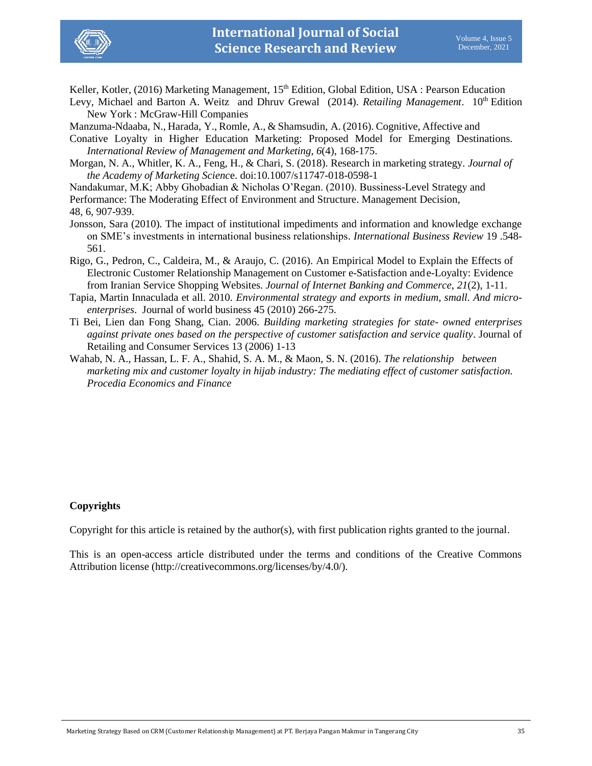Keller, Kotler, (2016) Marketing Management, 15th Edition, Global Edition, USA : Pearson Education

Levy, Michael and Barton A. Weitz and Dhruv Grewal (2014). *Retailing Management*. 10th Edition New York : McGraw-Hill Companies

Manzuma-Ndaaba, N., Harada, Y., Romle, A., & Shamsudin, A. (2016). Cognitive, Affective and Conative Loyalty in Higher Education Marketing: Proposed Model for Emerging Destinations. *International Review of Management and Marketing*, *6*(4), 168-175.

Morgan, N. A., Whitler, K. A., Feng, H., & Chari, S. (2018). Research in marketing strategy. *Journal of the Academy of Marketing Scienc*e. doi:10.1007/s11747-018-0598-1

Nandakumar, M.K; Abby Ghobadian & Nicholas O'Regan. (2010). Bussiness-Level Strategy and Performance: The Moderating Effect of Environment and Structure. Management Decision, 48, 6, 907-939.

Jonsson, Sara (2010). The impact of institutional impediments and information and knowledge exchange on SME's investments in international business relationships. *International Business Review* 19 .548-561.

Rigo, G., Pedron, C., Caldeira, M., & Araujo, C. (2016). An Empirical Model to Explain the Effects of Electronic Customer Relationship Management on Customer e-Satisfaction and e-Loyalty: Evidence from Iranian Service Shopping Websites. *Journal of Internet Banking and Commerce*, *21*(2), 1-11.

Tapia, Martin Innaculada et all. 2010. *Environmental strategy and exports in medium, small. And micro-enterprises*. Journal of world business 45 (2010) 266-275.

Ti Bei, Lien dan Fong Shang, Cian. 2006. *Building marketing strategies for state- owned enterprises against private ones based on the perspective of customer satisfaction and service quality*. Journal of Retailing and Consumer Services 13 (2006) 1-13

Wahab, N. A., Hassan, L. F. A., Shahid, S. A. M., & Maon, S. N. (2016). *The relationship between marketing mix and customer loyalty in hijab industry: The mediating effect of customer satisfaction. Procedia Economics and Finance*

**Copyrights**

Copyright for this article is retained by the author(s), with first publication rights granted to the journal.

This is an open-access article distributed under the terms and conditions of the Creative Commons Attribution license (http://creativecommons.org/licenses/by/4.0/).